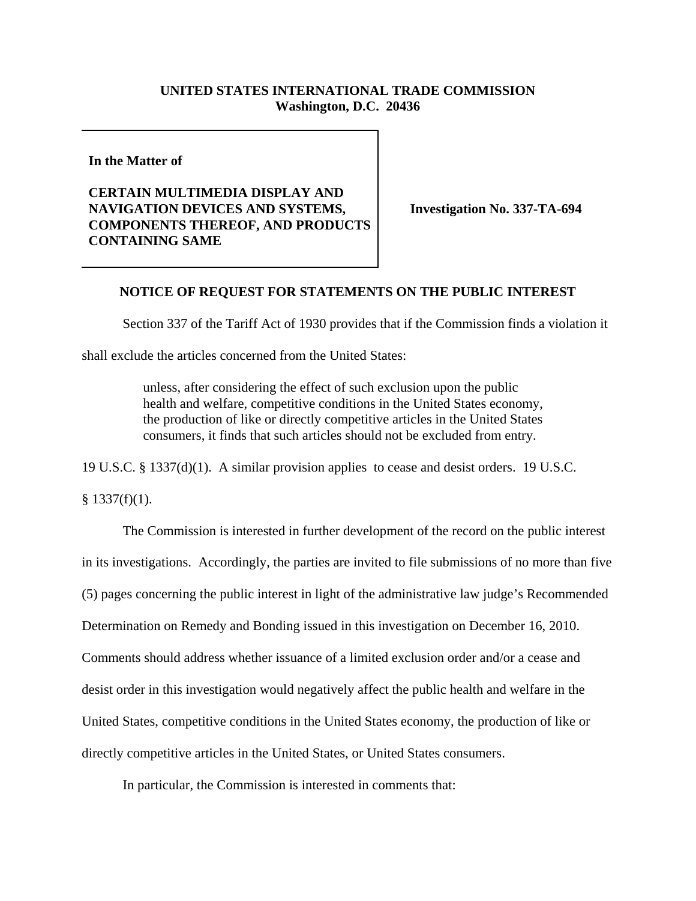**UNITED STATES INTERNATIONAL TRADE COMMISSION**
**Washington, D.C. 20436**

**In the Matter of**

**CERTAIN MULTIMEDIA DISPLAY AND NAVIGATION DEVICES AND SYSTEMS, COMPONENTS THEREOF, AND PRODUCTS CONTAINING SAME**

**Investigation No. 337-TA-694**

## NOTICE OF REQUEST FOR STATEMENTS ON THE PUBLIC INTEREST

Section 337 of the Tariff Act of 1930 provides that if the Commission finds a violation it shall exclude the articles concerned from the United States:

> unless, after considering the effect of such exclusion upon the public health and welfare, competitive conditions in the United States economy, the production of like or directly competitive articles in the United States consumers, it finds that such articles should not be excluded from entry.

19 U.S.C. § 1337(d)(1). A similar provision applies to cease and desist orders. 19 U.S.C. § 1337(f)(1).

The Commission is interested in further development of the record on the public interest in its investigations. Accordingly, the parties are invited to file submissions of no more than five (5) pages concerning the public interest in light of the administrative law judge's Recommended Determination on Remedy and Bonding issued in this investigation on December 16, 2010. Comments should address whether issuance of a limited exclusion order and/or a cease and desist order in this investigation would negatively affect the public health and welfare in the United States, competitive conditions in the United States economy, the production of like or directly competitive articles in the United States, or United States consumers.

In particular, the Commission is interested in comments that: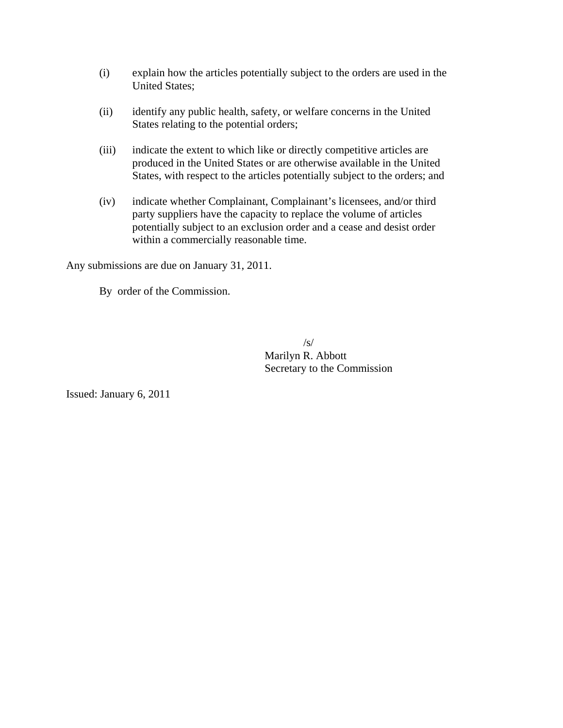(i) explain how the articles potentially subject to the orders are used in the United States;

(ii) identify any public health, safety, or welfare concerns in the United States relating to the potential orders;

(iii) indicate the extent to which like or directly competitive articles are produced in the United States or are otherwise available in the United States, with respect to the articles potentially subject to the orders; and

(iv) indicate whether Complainant, Complainant's licensees, and/or third party suppliers have the capacity to replace the volume of articles potentially subject to an exclusion order and a cease and desist order within a commercially reasonable time.

Any submissions are due on January 31, 2011.

By order of the Commission.

/s/
Marilyn R. Abbott
Secretary to the Commission

Issued: January 6, 2011